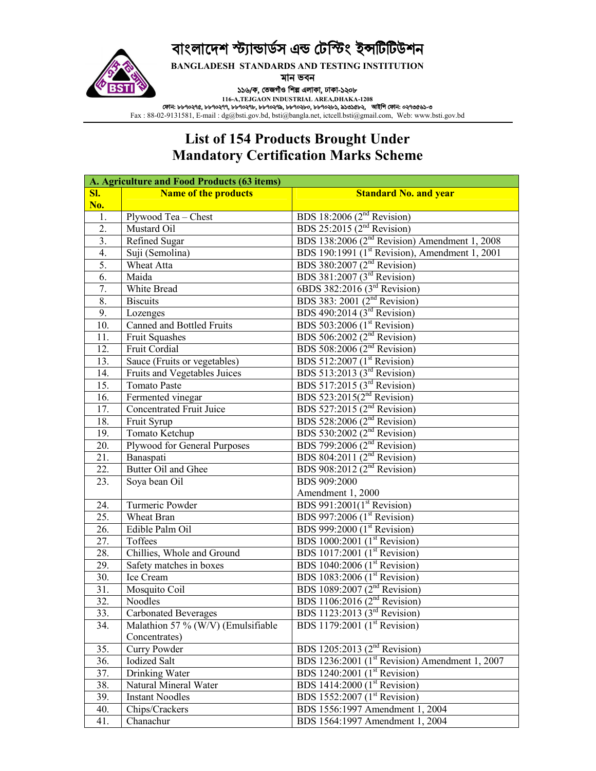# বাংলাদেশ স্ট্যান্ডার্ডস এন্ড টেস্টিং ইন্সটিটিউশন

**BANGLADESH STANDARDS AND TESTING INSTITUTION**

মান ভবন

১১৬/ক, তেজগাঁও শিল্প এলাকা, ঢাকা-১২০৮

116-A,TEJGAON INDUSTRIAL AREA,DHAKA-1208

ফোন: ৮৮৭০২৭৫, ৮৮৭০২৭৭, ৮৮৭০২৭৮, ৮৮৭০২৭৯, ৮৮৭০২৮০, ৮৮৭০২৮১, ৯১৩১৫৮২, আইপি ফোন: ০২৭৩৩৫৬১-৩

Fax : 88-02-9131581, E-mail : dg@bsti.gov.bd, bsti@bangla.net, ictcell.bsti@gmail.com, Web: www.bsti.gov.bd

## List of 154 Products Brought Under Mandatory Certification Marks Scheme

| **A. Agriculture and Food Products (63 items)** | | |
|---|---|---|
| **Sl. No.** | **Name of the products** | **Standard No. and year** |
| 1. | Plywood Tea – Chest | BDS 18:2006 (2nd Revision) |
| 2. | Mustard Oil | BDS 25:2015 (2nd Revision) |
| 3. | Refined Sugar | BDS 138:2006 (2nd Revision) Amendment 1, 2008 |
| 4. | Suji (Semolina) | BDS 190:1991 (1st Revision), Amendment 1, 2001 |
| 5. | Wheat Atta | BDS 380:2007 (2nd Revision) |
| 6. | Maida | BDS 381:2007 (3rd Revision) |
| 7. | White Bread | 6BDS 382:2016 (3rd Revision) |
| 8. | Biscuits | BDS 383: 2001 (2nd Revision) |
| 9. | Lozenges | BDS 490:2014 (3rd Revision) |
| 10. | Canned and Bottled Fruits | BDS 503:2006 (1st Revision) |
| 11. | Fruit Squashes | BDS 506:2002 (2nd Revision) |
| 12. | Fruit Cordial | BDS 508:2006 (2nd Revision) |
| 13. | Sauce (Fruits or vegetables) | BDS 512:2007 (1st Revision) |
| 14. | Fruits and Vegetables Juices | BDS 513:2013 (3rd Revision) |
| 15. | Tomato Paste | BDS 517:2015 (3rd Revision) |
| 16. | Fermented vinegar | BDS 523:2015(2nd Revision) |
| 17. | Concentrated Fruit Juice | BDS 527:2015 (2nd Revision) |
| 18. | Fruit Syrup | BDS 528:2006 (2nd Revision) |
| 19. | Tomato Ketchup | BDS 530:2002 (2nd Revision) |
| 20. | Plywood for General Purposes | BDS 799:2006 (2nd Revision) |
| 21. | Banaspati | BDS 804:2011 (2nd Revision) |
| 22. | Butter Oil and Ghee | BDS 908:2012 (2nd Revision) |
| 23. | Soya bean Oil | BDS 909:2000 Amendment 1, 2000 |
| 24. | Turmeric Powder | BDS 991:2001(1st Revision) |
| 25. | Wheat Bran | BDS 997:2006 (1st Revision) |
| 26. | Edible Palm Oil | BDS 999:2000 (1st Revision) |
| 27. | Toffees | BDS 1000:2001 (1st Revision) |
| 28. | Chillies, Whole and Ground | BDS 1017:2001 (1st Revision) |
| 29. | Safety matches in boxes | BDS 1040:2006 (1st Revision) |
| 30. | Ice Cream | BDS 1083:2006 (1st Revision) |
| 31. | Mosquito Coil | BDS 1089:2007 (2nd Revision) |
| 32. | Noodles | BDS 1106:2016 (2nd Revision) |
| 33. | Carbonated Beverages | BDS 1123:2013 (3rd Revision) |
| 34. | Malathion 57 % (W/V) (Emulsifiable Concentrates) | BDS 1179:2001 (1st Revision) |
| 35. | Curry Powder | BDS 1205:2013 (2nd Revision) |
| 36. | Iodized Salt | BDS 1236:2001 (1st Revision) Amendment 1, 2007 |
| 37. | Drinking Water | BDS 1240:2001 (1st Revision) |
| 38. | Natural Mineral Water | BDS 1414:2000 (1st Revision) |
| 39. | Instant Noodles | BDS 1552:2007 (1st Revision) |
| 40. | Chips/Crackers | BDS 1556:1997 Amendment 1, 2004 |
| 41. | Chanachur | BDS 1564:1997 Amendment 1, 2004 |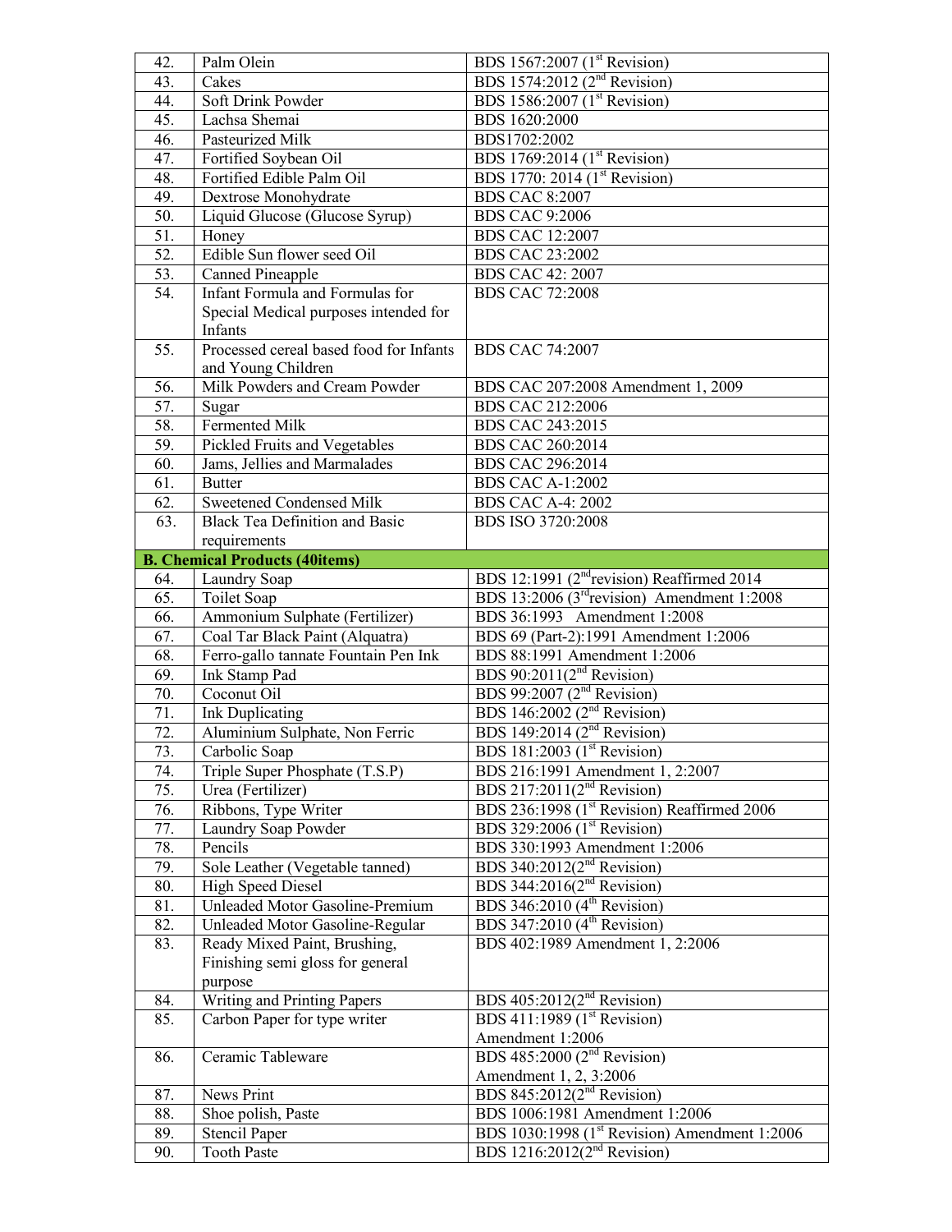| 42. | Palm Olein | BDS 1567:2007 (1st Revision) |
|---|---|---|
| 43. | Cakes | BDS 1574:2012 (2nd Revision) |
| 44. | Soft Drink Powder | BDS 1586:2007 (1st Revision) |
| 45. | Lachsa Shemai | BDS 1620:2000 |
| 46. | Pasteurized Milk | BDS1702:2002 |
| 47. | Fortified Soybean Oil | BDS 1769:2014 (1st Revision) |
| 48. | Fortified Edible Palm Oil | BDS 1770: 2014 (1st Revision) |
| 49. | Dextrose Monohydrate | BDS CAC 8:2007 |
| 50. | Liquid Glucose (Glucose Syrup) | BDS CAC 9:2006 |
| 51. | Honey | BDS CAC 12:2007 |
| 52. | Edible Sun flower seed Oil | BDS CAC 23:2002 |
| 53. | Canned Pineapple | BDS CAC 42: 2007 |
| 54. | Infant Formula and Formulas for Special Medical purposes intended for Infants | BDS CAC 72:2008 |
| 55. | Processed cereal based food for Infants and Young Children | BDS CAC 74:2007 |
| 56. | Milk Powders and Cream Powder | BDS CAC 207:2008 Amendment 1, 2009 |
| 57. | Sugar | BDS CAC 212:2006 |
| 58. | Fermented Milk | BDS CAC 243:2015 |
| 59. | Pickled Fruits and Vegetables | BDS CAC 260:2014 |
| 60. | Jams, Jellies and Marmalades | BDS CAC 296:2014 |
| 61. | Butter | BDS CAC A-1:2002 |
| 62. | Sweetened Condensed Milk | BDS CAC A-4: 2002 |
| 63. | Black Tea Definition and Basic requirements | BDS ISO 3720:2008 |
| **B. Chemical Products (40items)** | | |
| 64. | Laundry Soap | BDS 12:1991 (2nd revision) Reaffirmed 2014 |
| 65. | Toilet Soap | BDS 13:2006 (3rd revision) Amendment 1:2008 |
| 66. | Ammonium Sulphate (Fertilizer) | BDS 36:1993 Amendment 1:2008 |
| 67. | Coal Tar Black Paint (Alquatra) | BDS 69 (Part-2):1991 Amendment 1:2006 |
| 68. | Ferro-gallo tannate Fountain Pen Ink | BDS 88:1991 Amendment 1:2006 |
| 69. | Ink Stamp Pad | BDS 90:2011(2nd Revision) |
| 70. | Coconut Oil | BDS 99:2007 (2nd Revision) |
| 71. | Ink Duplicating | BDS 146:2002 (2nd Revision) |
| 72. | Aluminium Sulphate, Non Ferric | BDS 149:2014 (2nd Revision) |
| 73. | Carbolic Soap | BDS 181:2003 (1st Revision) |
| 74. | Triple Super Phosphate (T.S.P) | BDS 216:1991 Amendment 1, 2:2007 |
| 75. | Urea (Fertilizer) | BDS 217:2011(2nd Revision) |
| 76. | Ribbons, Type Writer | BDS 236:1998 (1st Revision) Reaffirmed 2006 |
| 77. | Laundry Soap Powder | BDS 329:2006 (1st Revision) |
| 78. | Pencils | BDS 330:1993 Amendment 1:2006 |
| 79. | Sole Leather (Vegetable tanned) | BDS 340:2012(2nd Revision) |
| 80. | High Speed Diesel | BDS 344:2016(2nd Revision) |
| 81. | Unleaded Motor Gasoline-Premium | BDS 346:2010 (4th Revision) |
| 82. | Unleaded Motor Gasoline-Regular | BDS 347:2010 (4th Revision) |
| 83. | Ready Mixed Paint, Brushing, Finishing semi gloss for general purpose | BDS 402:1989 Amendment 1, 2:2006 |
| 84. | Writing and Printing Papers | BDS 405:2012(2nd Revision) |
| 85. | Carbon Paper for type writer | BDS 411:1989 (1st Revision) Amendment 1:2006 |
| 86. | Ceramic Tableware | BDS 485:2000 (2nd Revision) Amendment 1, 2, 3:2006 |
| 87. | News Print | BDS 845:2012(2nd Revision) |
| 88. | Shoe polish, Paste | BDS 1006:1981 Amendment 1:2006 |
| 89. | Stencil Paper | BDS 1030:1998 (1st Revision) Amendment 1:2006 |
| 90. | Tooth Paste | BDS 1216:2012(2nd Revision) |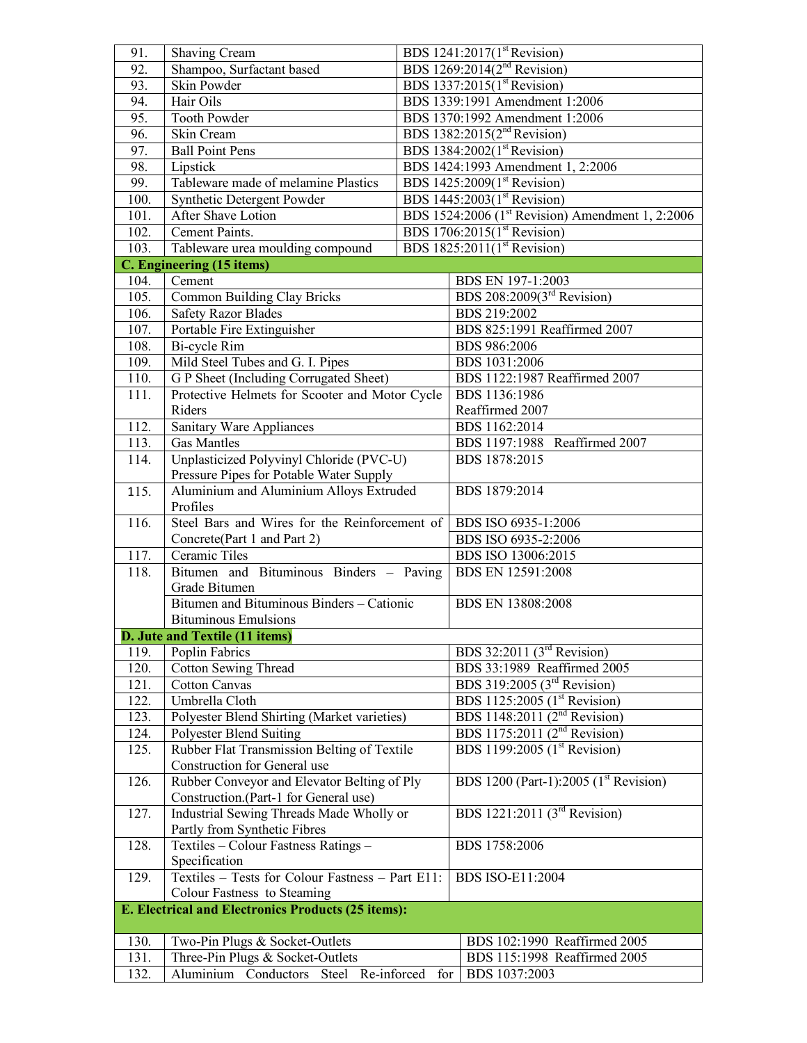| | | |
|---|---|---|
| 91. | Shaving Cream | BDS 1241:2017(1st Revision) |
| 92. | Shampoo, Surfactant based | BDS 1269:2014(2nd Revision) |
| 93. | Skin Powder | BDS 1337:2015(1st Revision) |
| 94. | Hair Oils | BDS 1339:1991 Amendment 1:2006 |
| 95. | Tooth Powder | BDS 1370:1992 Amendment 1:2006 |
| 96. | Skin Cream | BDS 1382:2015(2nd Revision) |
| 97. | Ball Point Pens | BDS 1384:2002(1st Revision) |
| 98. | Lipstick | BDS 1424:1993 Amendment 1, 2:2006 |
| 99. | Tableware made of melamine Plastics | BDS 1425:2009(1st Revision) |
| 100. | Synthetic Detergent Powder | BDS 1445:2003(1st Revision) |
| 101. | After Shave Lotion | BDS 1524:2006 (1st Revision) Amendment 1, 2:2006 |
| 102. | Cement Paints. | BDS 1706:2015(1st Revision) |
| 103. | Tableware urea moulding compound | BDS 1825:2011(1st Revision) |
| **C. Engineering (15 items)** | | |
| 104. | Cement | BDS EN 197-1:2003 |
| 105. | Common Building Clay Bricks | BDS 208:2009(3rd Revision) |
| 106. | Safety Razor Blades | BDS 219:2002 |
| 107. | Portable Fire Extinguisher | BDS 825:1991 Reaffirmed 2007 |
| 108. | Bi-cycle Rim | BDS 986:2006 |
| 109. | Mild Steel Tubes and G. I. Pipes | BDS 1031:2006 |
| 110. | G P Sheet (Including Corrugated Sheet) | BDS 1122:1987 Reaffirmed 2007 |
| 111. | Protective Helmets for Scooter and Motor Cycle Riders | BDS 1136:1986 Reaffirmed 2007 |
| 112. | Sanitary Ware Appliances | BDS 1162:2014 |
| 113. | Gas Mantles | BDS 1197:1988 Reaffirmed 2007 |
| 114. | Unplasticized Polyvinyl Chloride (PVC-U) Pressure Pipes for Potable Water Supply | BDS 1878:2015 |
| 115. | Aluminium and Aluminium Alloys Extruded Profiles | BDS 1879:2014 |
| 116. | Steel Bars and Wires for the Reinforcement of Concrete(Part 1 and Part 2) | BDS ISO 6935-1:2006<br>BDS ISO 6935-2:2006 |
| 117. | Ceramic Tiles | BDS ISO 13006:2015 |
| 118. | Bitumen and Bituminous Binders – Paving Grade Bitumen | BDS EN 12591:2008 |
| | Bitumen and Bituminous Binders – Cationic Bituminous Emulsions | BDS EN 13808:2008 |
| **D. Jute and Textile (11 items)** | | |
| 119. | Poplin Fabrics | BDS 32:2011 (3rd Revision) |
| 120. | Cotton Sewing Thread | BDS 33:1989 Reaffirmed 2005 |
| 121. | Cotton Canvas | BDS 319:2005 (3rd Revision) |
| 122. | Umbrella Cloth | BDS 1125:2005 (1st Revision) |
| 123. | Polyester Blend Shirting (Market varieties) | BDS 1148:2011 (2nd Revision) |
| 124. | Polyester Blend Suiting | BDS 1175:2011 (2nd Revision) |
| 125. | Rubber Flat Transmission Belting of Textile Construction for General use | BDS 1199:2005 (1st Revision) |
| 126. | Rubber Conveyor and Elevator Belting of Ply Construction.(Part-1 for General use) | BDS 1200 (Part-1):2005 (1st Revision) |
| 127. | Industrial Sewing Threads Made Wholly or Partly from Synthetic Fibres | BDS 1221:2011 (3rd Revision) |
| 128. | Textiles – Colour Fastness Ratings – Specification | BDS 1758:2006 |
| 129. | Textiles – Tests for Colour Fastness – Part E11: Colour Fastness to Steaming | BDS ISO-E11:2004 |
| **E. Electrical and Electronics Products (25 items):** | | |
| 130. | Two-Pin Plugs & Socket-Outlets | BDS 102:1990 Reaffirmed 2005 |
| 131. | Three-Pin Plugs & Socket-Outlets | BDS 115:1998 Reaffirmed 2005 |
| 132. | Aluminium Conductors Steel Re-inforced for | BDS 1037:2003 |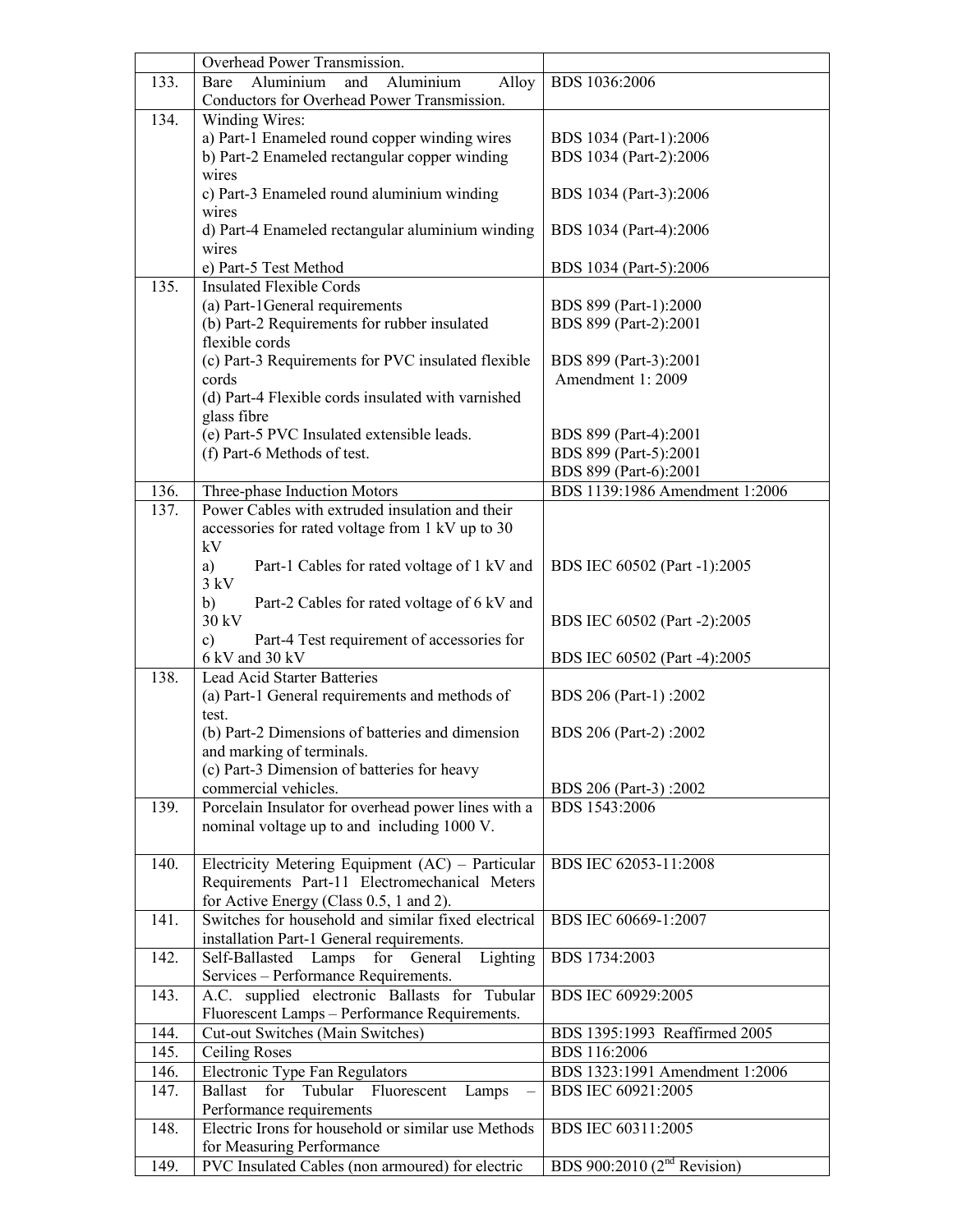| | | |
|---|---|---|
| | Overhead Power Transmission. | |
| 133. | Bare Aluminium and Aluminium Alloy Conductors for Overhead Power Transmission. | BDS 1036:2006 |
| 134. | Winding Wires:<br>a) Part-1 Enameled round copper winding wires<br>b) Part-2 Enameled rectangular copper winding wires<br>c) Part-3 Enameled round aluminium winding wires<br>d) Part-4 Enameled rectangular aluminium winding wires<br>e) Part-5 Test Method | <br>BDS 1034 (Part-1):2006<br>BDS 1034 (Part-2):2006<br>BDS 1034 (Part-3):2006<br>BDS 1034 (Part-4):2006<br>BDS 1034 (Part-5):2006 |
| 135. | Insulated Flexible Cords<br>(a) Part-1General requirements<br>(b) Part-2 Requirements for rubber insulated flexible cords<br>(c) Part-3 Requirements for PVC insulated flexible cords<br>(d) Part-4 Flexible cords insulated with varnished glass fibre<br>(e) Part-5 PVC Insulated extensible leads.<br>(f) Part-6 Methods of test. | <br>BDS 899 (Part-1):2000<br>BDS 899 (Part-2):2001<br>BDS 899 (Part-3):2001<br>Amendment 1: 2009<br>BDS 899 (Part-4):2001<br>BDS 899 (Part-5):2001<br>BDS 899 (Part-6):2001 |
| 136. | Three-phase Induction Motors | BDS 1139:1986 Amendment 1:2006 |
| 137. | Power Cables with extruded insulation and their accessories for rated voltage from 1 kV up to 30 kV<br>a) Part-1 Cables for rated voltage of 1 kV and 3 kV<br>b) Part-2 Cables for rated voltage of 6 kV and 30 kV<br>c) Part-4 Test requirement of accessories for 6 kV and 30 kV | <br>BDS IEC 60502 (Part -1):2005<br>BDS IEC 60502 (Part -2):2005<br>BDS IEC 60502 (Part -4):2005 |
| 138. | Lead Acid Starter Batteries<br>(a) Part-1 General requirements and methods of test.<br>(b) Part-2 Dimensions of batteries and dimension and marking of terminals.<br>(c) Part-3 Dimension of batteries for heavy commercial vehicles. | <br>BDS 206 (Part-1) :2002<br>BDS 206 (Part-2) :2002<br>BDS 206 (Part-3) :2002 |
| 139. | Porcelain Insulator for overhead power lines with a nominal voltage up to and including 1000 V. | BDS 1543:2006 |
| 140. | Electricity Metering Equipment (AC) – Particular Requirements Part-11 Electromechanical Meters for Active Energy (Class 0.5, 1 and 2). | BDS IEC 62053-11:2008 |
| 141. | Switches for household and similar fixed electrical installation Part-1 General requirements. | BDS IEC 60669-1:2007 |
| 142. | Self-Ballasted Lamps for General Lighting Services – Performance Requirements. | BDS 1734:2003 |
| 143. | A.C. supplied electronic Ballasts for Tubular Fluorescent Lamps – Performance Requirements. | BDS IEC 60929:2005 |
| 144. | Cut-out Switches (Main Switches) | BDS 1395:1993 Reaffirmed 2005 |
| 145. | Ceiling Roses | BDS 116:2006 |
| 146. | Electronic Type Fan Regulators | BDS 1323:1991 Amendment 1:2006 |
| 147. | Ballast for Tubular Fluorescent Lamps – Performance requirements | BDS IEC 60921:2005 |
| 148. | Electric Irons for household or similar use Methods for Measuring Performance | BDS IEC 60311:2005 |
| 149. | PVC Insulated Cables (non armoured) for electric | BDS 900:2010 (2nd Revision) |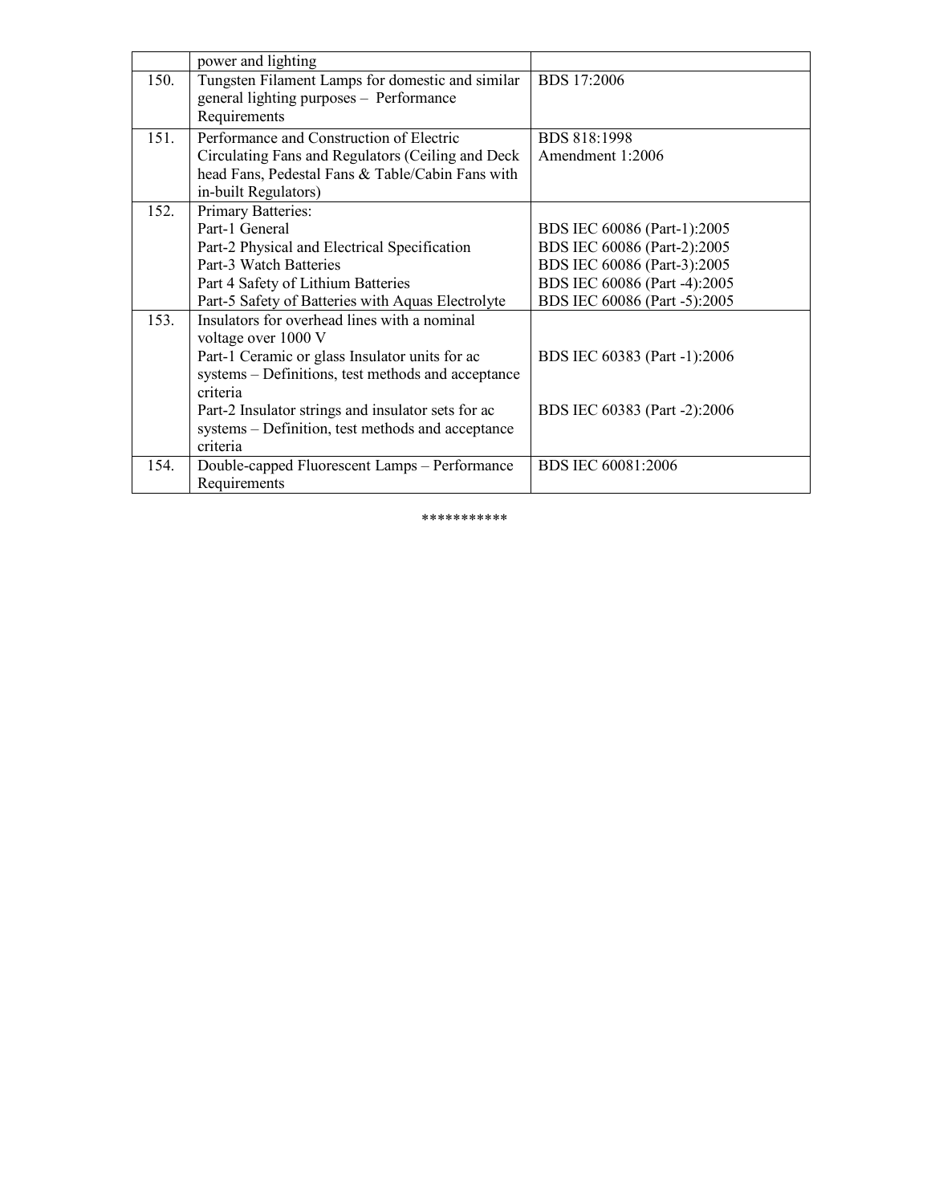| | | |
|---|---|---|
| | power and lighting | |
| 150. | Tungsten Filament Lamps for domestic and similar general lighting purposes – Performance Requirements | BDS 17:2006 |
| 151. | Performance and Construction of Electric Circulating Fans and Regulators (Ceiling and Deck head Fans, Pedestal Fans & Table/Cabin Fans with in-built Regulators) | BDS 818:1998<br>Amendment 1:2006 |
| 152. | Primary Batteries:<br>Part-1 General<br>Part-2 Physical and Electrical Specification<br>Part-3 Watch Batteries<br>Part 4 Safety of Lithium Batteries<br>Part-5 Safety of Batteries with Aquas Electrolyte | <br>BDS IEC 60086 (Part-1):2005<br>BDS IEC 60086 (Part-2):2005<br>BDS IEC 60086 (Part-3):2005<br>BDS IEC 60086 (Part -4):2005<br>BDS IEC 60086 (Part -5):2005 |
| 153. | Insulators for overhead lines with a nominal voltage over 1000 V<br>Part-1 Ceramic or glass Insulator units for ac systems – Definitions, test methods and acceptance criteria<br>Part-2 Insulator strings and insulator sets for ac systems – Definition, test methods and acceptance criteria | <br><br>BDS IEC 60383 (Part -1):2006<br><br>BDS IEC 60383 (Part -2):2006 |
| 154. | Double-capped Fluorescent Lamps – Performance Requirements | BDS IEC 60081:2006 |

***********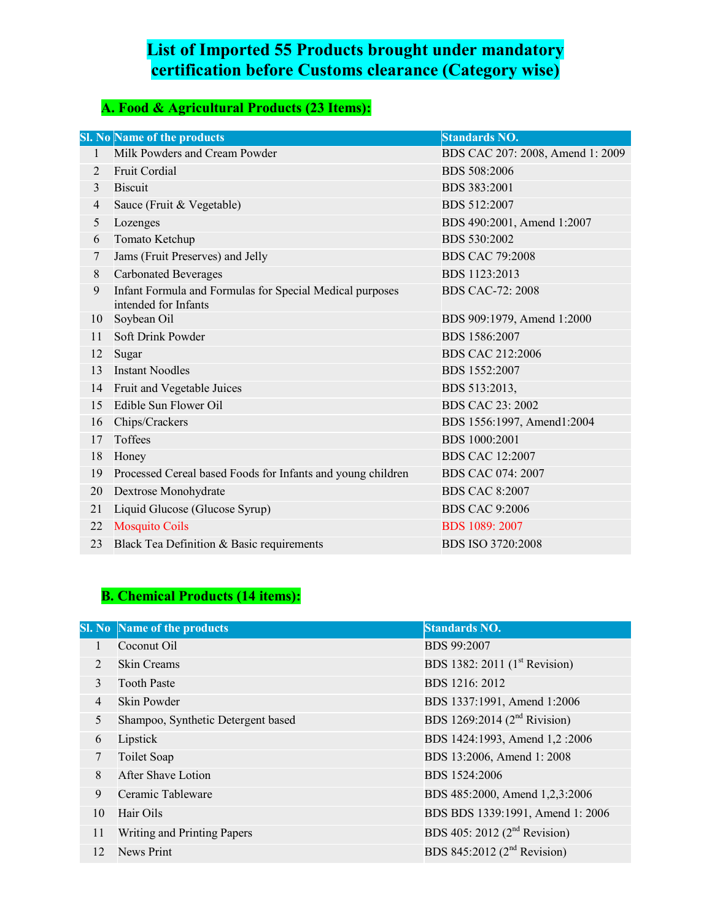# List of Imported 55 Products brought under mandatory certification before Customs clearance (Category wise)

## A. Food & Agricultural Products (23 Items):

| Sl. No | Name of the products | Standards NO. |
|---|---|---|
| 1 | Milk Powders and Cream Powder | BDS CAC 207: 2008, Amend 1: 2009 |
| 2 | Fruit Cordial | BDS 508:2006 |
| 3 | Biscuit | BDS 383:2001 |
| 4 | Sauce (Fruit & Vegetable) | BDS 512:2007 |
| 5 | Lozenges | BDS 490:2001, Amend 1:2007 |
| 6 | Tomato Ketchup | BDS 530:2002 |
| 7 | Jams (Fruit Preserves) and Jelly | BDS CAC 79:2008 |
| 8 | Carbonated Beverages | BDS 1123:2013 |
| 9 | Infant Formula and Formulas for Special Medical purposes intended for Infants | BDS CAC-72: 2008 |
| 10 | Soybean Oil | BDS 909:1979, Amend 1:2000 |
| 11 | Soft Drink Powder | BDS 1586:2007 |
| 12 | Sugar | BDS CAC 212:2006 |
| 13 | Instant Noodles | BDS 1552:2007 |
| 14 | Fruit and Vegetable Juices | BDS 513:2013, |
| 15 | Edible Sun Flower Oil | BDS CAC 23: 2002 |
| 16 | Chips/Crackers | BDS 1556:1997, Amend1:2004 |
| 17 | Toffees | BDS 1000:2001 |
| 18 | Honey | BDS CAC 12:2007 |
| 19 | Processed Cereal based Foods for Infants and young children | BDS CAC 074: 2007 |
| 20 | Dextrose Monohydrate | BDS CAC 8:2007 |
| 21 | Liquid Glucose (Glucose Syrup) | BDS CAC 9:2006 |
| 22 | Mosquito Coils | BDS 1089: 2007 |
| 23 | Black Tea Definition & Basic requirements | BDS ISO 3720:2008 |

## B. Chemical Products (14 items):

| Sl. No | Name of the products | Standards NO. |
|---|---|---|
| 1 | Coconut Oil | BDS 99:2007 |
| 2 | Skin Creams | BDS 1382: 2011 (1st Revision) |
| 3 | Tooth Paste | BDS 1216: 2012 |
| 4 | Skin Powder | BDS 1337:1991, Amend 1:2006 |
| 5 | Shampoo, Synthetic Detergent based | BDS 1269:2014 (2nd Rivision) |
| 6 | Lipstick | BDS 1424:1993, Amend 1,2 :2006 |
| 7 | Toilet Soap | BDS 13:2006, Amend 1: 2008 |
| 8 | After Shave Lotion | BDS 1524:2006 |
| 9 | Ceramic Tableware | BDS 485:2000, Amend 1,2,3:2006 |
| 10 | Hair Oils | BDS BDS 1339:1991, Amend 1: 2006 |
| 11 | Writing and Printing Papers | BDS 405: 2012 (2nd Revision) |
| 12 | News Print | BDS 845:2012 (2nd Revision) |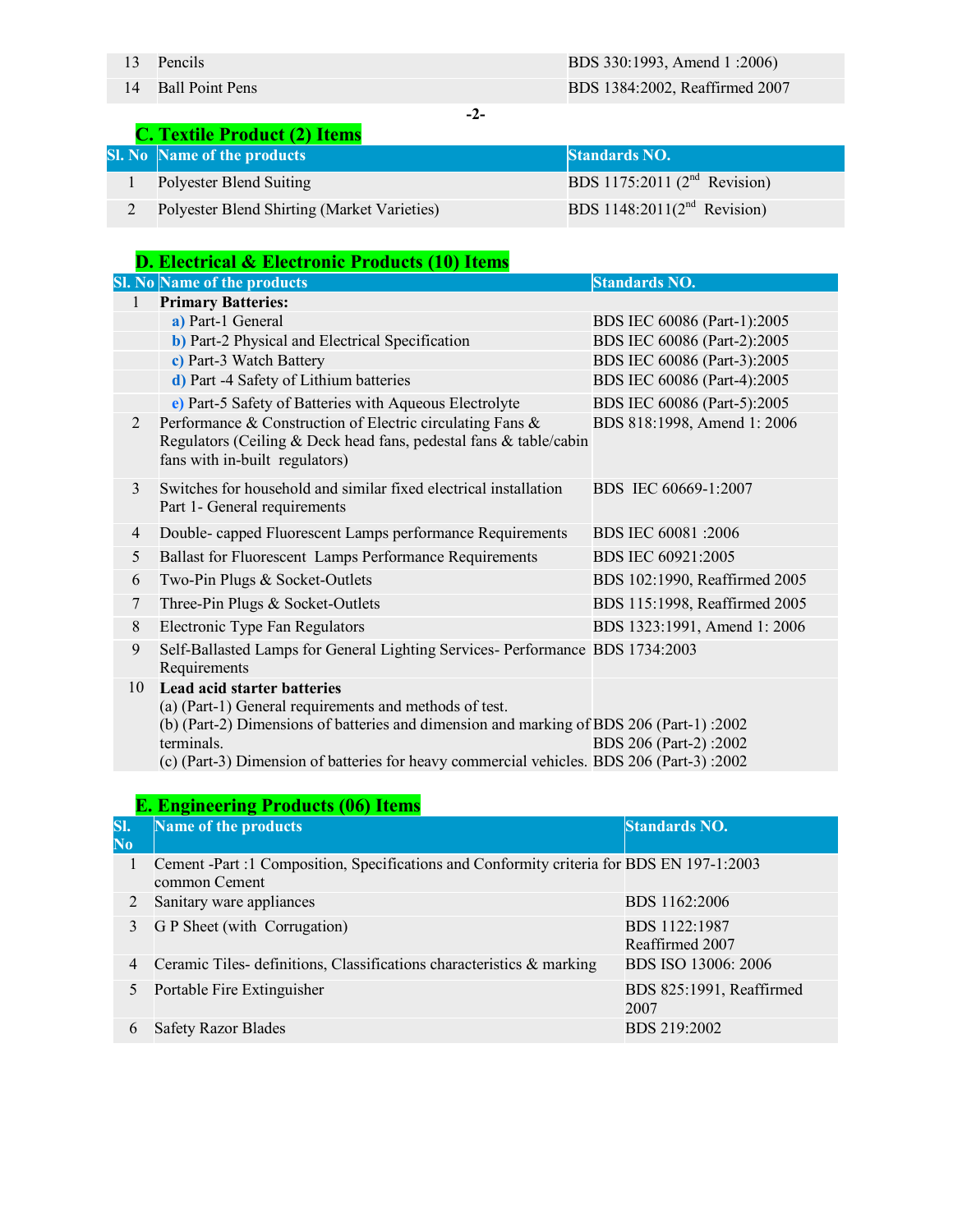| 13 | Pencils | BDS 330:1993, Amend 1 :2006) |
|---|---|---|
| 14 | Ball Point Pens | BDS 1384:2002, Reaffirmed 2007 |

## C. Textile Product (2) Items

| Sl. No | Name of the products | Standards NO. |
|---|---|---|
| 1 | Polyester Blend Suiting | BDS 1175:2011 (2nd Revision) |
| 2 | Polyester Blend Shirting (Market Varieties) | BDS 1148:2011(2nd Revision) |

## D. Electrical & Electronic Products (10) Items

| Sl. No | Name of the products | Standards NO. |
|---|---|---|
| 1 | **Primary Batteries:** | |
| | **a)** Part-1 General | BDS IEC 60086 (Part-1):2005 |
| | **b)** Part-2 Physical and Electrical Specification | BDS IEC 60086 (Part-2):2005 |
| | **c)** Part-3 Watch Battery | BDS IEC 60086 (Part-3):2005 |
| | **d)** Part -4 Safety of Lithium batteries | BDS IEC 60086 (Part-4):2005 |
| | **e)** Part-5 Safety of Batteries with Aqueous Electrolyte | BDS IEC 60086 (Part-5):2005 |
| 2 | Performance & Construction of Electric circulating Fans & Regulators (Ceiling & Deck head fans, pedestal fans & table/cabin fans with in-built regulators) | BDS 818:1998, Amend 1: 2006 |
| 3 | Switches for household and similar fixed electrical installation Part 1- General requirements | BDS IEC 60669-1:2007 |
| 4 | Double- capped Fluorescent Lamps performance Requirements | BDS IEC 60081 :2006 |
| 5 | Ballast for Fluorescent Lamps Performance Requirements | BDS IEC 60921:2005 |
| 6 | Two-Pin Plugs & Socket-Outlets | BDS 102:1990, Reaffirmed 2005 |
| 7 | Three-Pin Plugs & Socket-Outlets | BDS 115:1998, Reaffirmed 2005 |
| 8 | Electronic Type Fan Regulators | BDS 1323:1991, Amend 1: 2006 |
| 9 | Self-Ballasted Lamps for General Lighting Services- Performance Requirements | BDS 1734:2003 |
| 10 | **Lead acid starter batteries** | |
| | (a) (Part-1) General requirements and methods of test. | BDS 206 (Part-1) :2002 |
| | (b) (Part-2) Dimensions of batteries and dimension and marking of terminals. | BDS 206 (Part-2) :2002 |
| | (c) (Part-3) Dimension of batteries for heavy commercial vehicles. | BDS 206 (Part-3) :2002 |

## E. Engineering Products (06) Items

| Sl. No | Name of the products | Standards NO. |
|---|---|---|
| 1 | Cement -Part :1 Composition, Specifications and Conformity criteria for common Cement | BDS EN 197-1:2003 |
| 2 | Sanitary ware appliances | BDS 1162:2006 |
| 3 | G P Sheet (with Corrugation) | BDS 1122:1987 Reaffirmed 2007 |
| 4 | Ceramic Tiles- definitions, Classifications characteristics & marking | BDS ISO 13006: 2006 |
| 5 | Portable Fire Extinguisher | BDS 825:1991, Reaffirmed 2007 |
| 6 | Safety Razor Blades | BDS 219:2002 |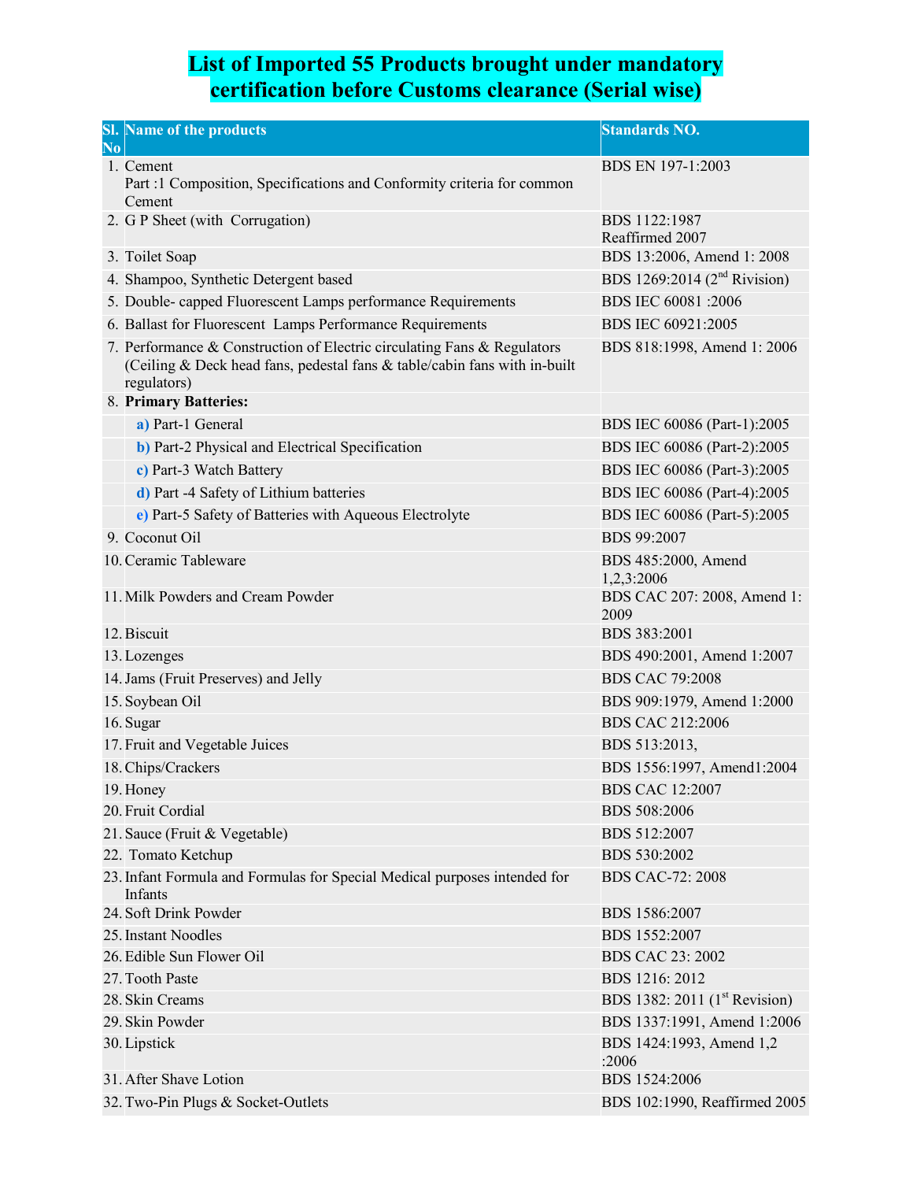# List of Imported 55 Products brought under mandatory certification before Customs clearance (Serial wise)

| Sl. No | Name of the products | Standards NO. |
|---|---|---|
| 1. | Cement<br>Part :1 Composition, Specifications and Conformity criteria for common Cement | BDS EN 197-1:2003 |
| 2. | G P Sheet (with Corrugation) | BDS 1122:1987<br>Reaffirmed 2007 |
| 3. | Toilet Soap | BDS 13:2006, Amend 1: 2008 |
| 4. | Shampoo, Synthetic Detergent based | BDS 1269:2014 (2nd Rivision) |
| 5. | Double- capped Fluorescent Lamps performance Requirements | BDS IEC 60081 :2006 |
| 6. | Ballast for Fluorescent Lamps Performance Requirements | BDS IEC 60921:2005 |
| 7. | Performance & Construction of Electric circulating Fans & Regulators (Ceiling & Deck head fans, pedestal fans & table/cabin fans with in-built regulators) | BDS 818:1998, Amend 1: 2006 |
| 8. | **Primary Batteries:** | |
| | a) Part-1 General | BDS IEC 60086 (Part-1):2005 |
| | b) Part-2 Physical and Electrical Specification | BDS IEC 60086 (Part-2):2005 |
| | c) Part-3 Watch Battery | BDS IEC 60086 (Part-3):2005 |
| | d) Part -4 Safety of Lithium batteries | BDS IEC 60086 (Part-4):2005 |
| | e) Part-5 Safety of Batteries with Aqueous Electrolyte | BDS IEC 60086 (Part-5):2005 |
| 9. | Coconut Oil | BDS 99:2007 |
| 10. | Ceramic Tableware | BDS 485:2000, Amend 1,2,3:2006 |
| 11. | Milk Powders and Cream Powder | BDS CAC 207: 2008, Amend 1: 2009 |
| 12. | Biscuit | BDS 383:2001 |
| 13. | Lozenges | BDS 490:2001, Amend 1:2007 |
| 14. | Jams (Fruit Preserves) and Jelly | BDS CAC 79:2008 |
| 15. | Soybean Oil | BDS 909:1979, Amend 1:2000 |
| 16. | Sugar | BDS CAC 212:2006 |
| 17. | Fruit and Vegetable Juices | BDS 513:2013, |
| 18. | Chips/Crackers | BDS 1556:1997, Amend1:2004 |
| 19. | Honey | BDS CAC 12:2007 |
| 20. | Fruit Cordial | BDS 508:2006 |
| 21. | Sauce (Fruit & Vegetable) | BDS 512:2007 |
| 22. | Tomato Ketchup | BDS 530:2002 |
| 23. | Infant Formula and Formulas for Special Medical purposes intended for Infants | BDS CAC-72: 2008 |
| 24. | Soft Drink Powder | BDS 1586:2007 |
| 25. | Instant Noodles | BDS 1552:2007 |
| 26. | Edible Sun Flower Oil | BDS CAC 23: 2002 |
| 27. | Tooth Paste | BDS 1216: 2012 |
| 28. | Skin Creams | BDS 1382: 2011 (1st Revision) |
| 29. | Skin Powder | BDS 1337:1991, Amend 1:2006 |
| 30. | Lipstick | BDS 1424:1993, Amend 1,2 :2006 |
| 31. | After Shave Lotion | BDS 1524:2006 |
| 32. | Two-Pin Plugs & Socket-Outlets | BDS 102:1990, Reaffirmed 2005 |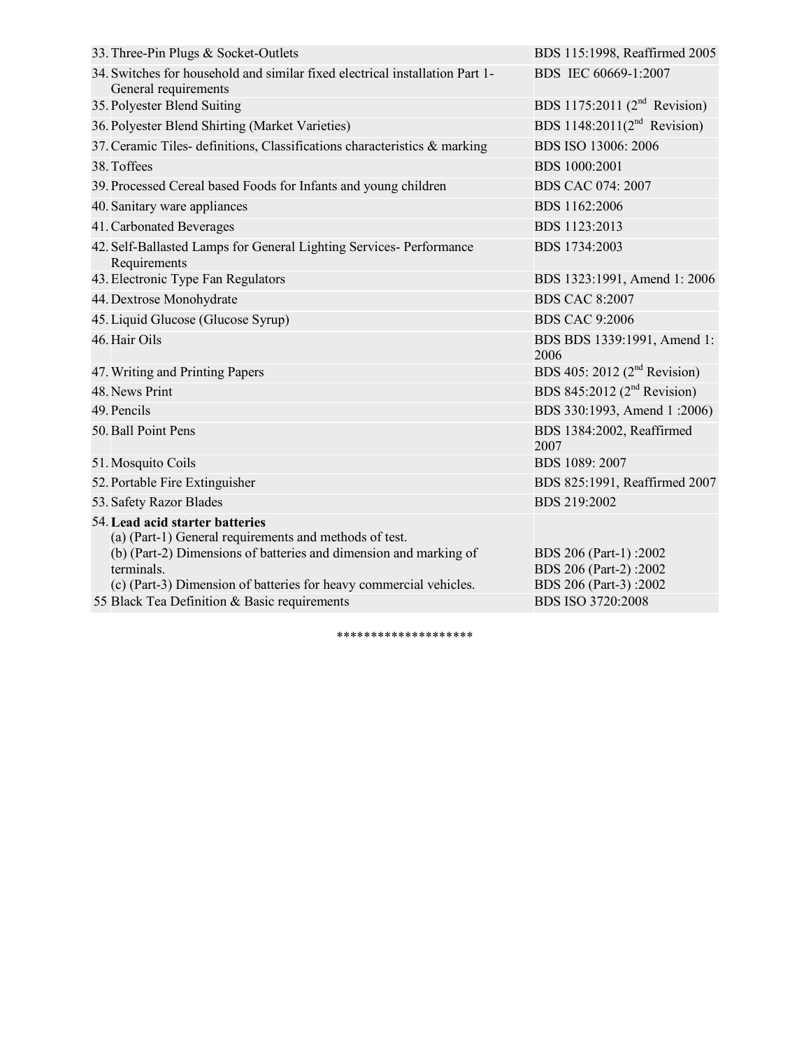| | |
|---|---|
| 33. Three-Pin Plugs & Socket-Outlets | BDS 115:1998, Reaffirmed 2005 |
| 34. Switches for household and similar fixed electrical installation Part 1- General requirements | BDS IEC 60669-1:2007 |
| 35. Polyester Blend Suiting | BDS 1175:2011 (2nd Revision) |
| 36. Polyester Blend Shirting (Market Varieties) | BDS 1148:2011(2nd Revision) |
| 37. Ceramic Tiles- definitions, Classifications characteristics & marking | BDS ISO 13006: 2006 |
| 38. Toffees | BDS 1000:2001 |
| 39. Processed Cereal based Foods for Infants and young children | BDS CAC 074: 2007 |
| 40. Sanitary ware appliances | BDS 1162:2006 |
| 41. Carbonated Beverages | BDS 1123:2013 |
| 42. Self-Ballasted Lamps for General Lighting Services- Performance Requirements | BDS 1734:2003 |
| 43. Electronic Type Fan Regulators | BDS 1323:1991, Amend 1: 2006 |
| 44. Dextrose Monohydrate | BDS CAC 8:2007 |
| 45. Liquid Glucose (Glucose Syrup) | BDS CAC 9:2006 |
| 46. Hair Oils | BDS BDS 1339:1991, Amend 1: 2006 |
| 47. Writing and Printing Papers | BDS 405: 2012 (2nd Revision) |
| 48. News Print | BDS 845:2012 (2nd Revision) |
| 49. Pencils | BDS 330:1993, Amend 1 :2006) |
| 50. Ball Point Pens | BDS 1384:2002, Reaffirmed 2007 |
| 51. Mosquito Coils | BDS 1089: 2007 |
| 52. Portable Fire Extinguisher | BDS 825:1991, Reaffirmed 2007 |
| 53. Safety Razor Blades | BDS 219:2002 |
| 54. **Lead acid starter batteries** | |
| (a) (Part-1) General requirements and methods of test. | BDS 206 (Part-1) :2002 |
| (b) (Part-2) Dimensions of batteries and dimension and marking of terminals. | BDS 206 (Part-2) :2002 |
| (c) (Part-3) Dimension of batteries for heavy commercial vehicles. | BDS 206 (Part-3) :2002 |
| 55 Black Tea Definition & Basic requirements | BDS ISO 3720:2008 |

********************